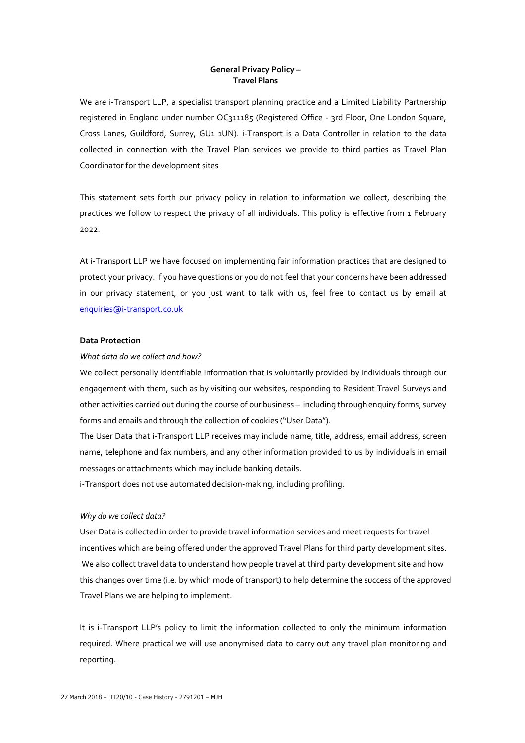**General Privacy Policy –**
**Travel Plans**

We are i-Transport LLP, a specialist transport planning practice and a Limited Liability Partnership registered in England under number OC311185 (Registered Office - 3rd Floor, One London Square, Cross Lanes, Guildford, Surrey, GU1 1UN). i-Transport is a Data Controller in relation to the data collected in connection with the Travel Plan services we provide to third parties as Travel Plan Coordinator for the development sites

This statement sets forth our privacy policy in relation to information we collect, describing the practices we follow to respect the privacy of all individuals. This policy is effective from 1 February 2022.

At i-Transport LLP we have focused on implementing fair information practices that are designed to protect your privacy. If you have questions or you do not feel that your concerns have been addressed in our privacy statement, or you just want to talk with us, feel free to contact us by email at enquiries@i-transport.co.uk

**Data Protection**

*What data do we collect and how?*

We collect personally identifiable information that is voluntarily provided by individuals through our engagement with them, such as by visiting our websites, responding to Resident Travel Surveys and other activities carried out during the course of our business – including through enquiry forms, survey forms and emails and through the collection of cookies ("User Data").

The User Data that i-Transport LLP receives may include name, title, address, email address, screen name, telephone and fax numbers, and any other information provided to us by individuals in email messages or attachments which may include banking details.

i-Transport does not use automated decision-making, including profiling.

*Why do we collect data?*

User Data is collected in order to provide travel information services and meet requests for travel incentives which are being offered under the approved Travel Plans for third party development sites. We also collect travel data to understand how people travel at third party development site and how this changes over time (i.e. by which mode of transport) to help determine the success of the approved Travel Plans we are helping to implement.

It is i-Transport LLP's policy to limit the information collected to only the minimum information required. Where practical we will use anonymised data to carry out any travel plan monitoring and reporting.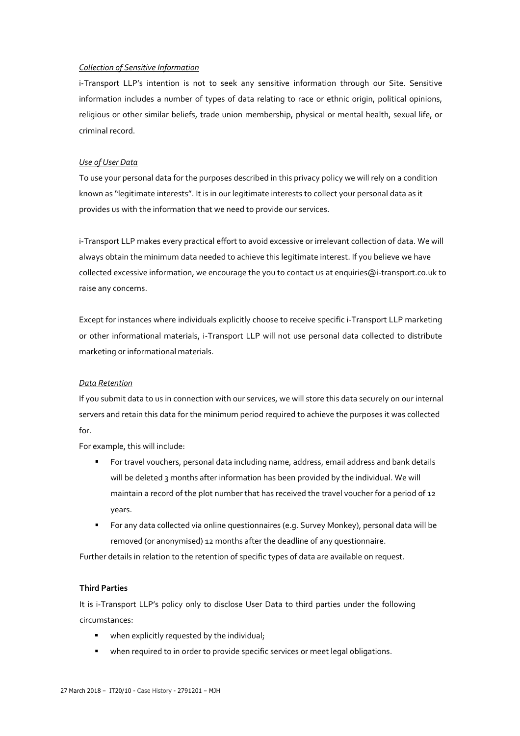*Collection of Sensitive Information*

i-Transport LLP's intention is not to seek any sensitive information through our Site. Sensitive information includes a number of types of data relating to race or ethnic origin, political opinions, religious or other similar beliefs, trade union membership, physical or mental health, sexual life, or criminal record.

*Use of User Data*

To use your personal data for the purposes described in this privacy policy we will rely on a condition known as "legitimate interests". It is in our legitimate interests to collect your personal data as it provides us with the information that we need to provide our services.

i-Transport LLP makes every practical effort to avoid excessive or irrelevant collection of data. We will always obtain the minimum data needed to achieve this legitimate interest. If you believe we have collected excessive information, we encourage the you to contact us at enquiries@i-transport.co.uk to raise any concerns.

Except for instances where individuals explicitly choose to receive specific i-Transport LLP marketing or other informational materials, i-Transport LLP will not use personal data collected to distribute marketing or informational materials.

*Data Retention*

If you submit data to us in connection with our services, we will store this data securely on our internal servers and retain this data for the minimum period required to achieve the purposes it was collected for.

For example, this will include:

- For travel vouchers, personal data including name, address, email address and bank details will be deleted 3 months after information has been provided by the individual. We will maintain a record of the plot number that has received the travel voucher for a period of 12 years.
- For any data collected via online questionnaires (e.g. Survey Monkey), personal data will be removed (or anonymised) 12 months after the deadline of any questionnaire.

Further details in relation to the retention of specific types of data are available on request.

**Third Parties**

It is i-Transport LLP's policy only to disclose User Data to third parties under the following circumstances:

- when explicitly requested by the individual;
- when required to in order to provide specific services or meet legal obligations.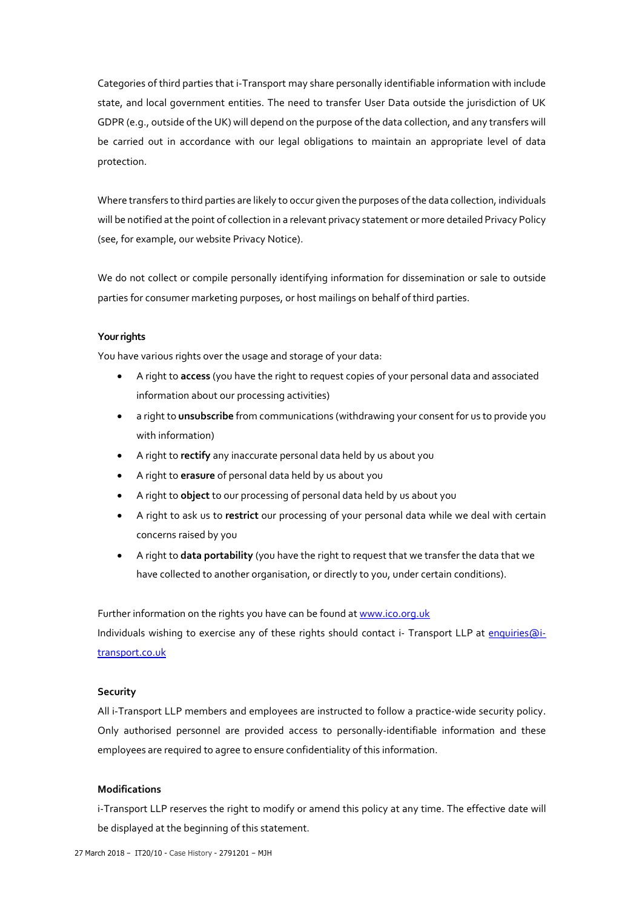Categories of third parties that i-Transport may share personally identifiable information with include state, and local government entities. The need to transfer User Data outside the jurisdiction of UK GDPR (e.g., outside of the UK) will depend on the purpose of the data collection, and any transfers will be carried out in accordance with our legal obligations to maintain an appropriate level of data protection.

Where transfers to third parties are likely to occur given the purposes of the data collection, individuals will be notified at the point of collection in a relevant privacy statement or more detailed Privacy Policy (see, for example, our website Privacy Notice).

We do not collect or compile personally identifying information for dissemination or sale to outside parties for consumer marketing purposes, or host mailings on behalf of third parties.

**Your rights**

You have various rights over the usage and storage of your data:

- A right to **access** (you have the right to request copies of your personal data and associated information about our processing activities)
- a right to **unsubscribe** from communications (withdrawing your consent for us to provide you with information)
- A right to **rectify** any inaccurate personal data held by us about you
- A right to **erasure** of personal data held by us about you
- A right to **object** to our processing of personal data held by us about you
- A right to ask us to **restrict** our processing of your personal data while we deal with certain concerns raised by you
- A right to **data portability** (you have the right to request that we transfer the data that we have collected to another organisation, or directly to you, under certain conditions).

Further information on the rights you have can be found at www.ico.org.uk
Individuals wishing to exercise any of these rights should contact i- Transport LLP at enquiries@i-transport.co.uk

**Security**

All i-Transport LLP members and employees are instructed to follow a practice-wide security policy. Only authorised personnel are provided access to personally-identifiable information and these employees are required to agree to ensure confidentiality of this information.

**Modifications**

i-Transport LLP reserves the right to modify or amend this policy at any time. The effective date will be displayed at the beginning of this statement.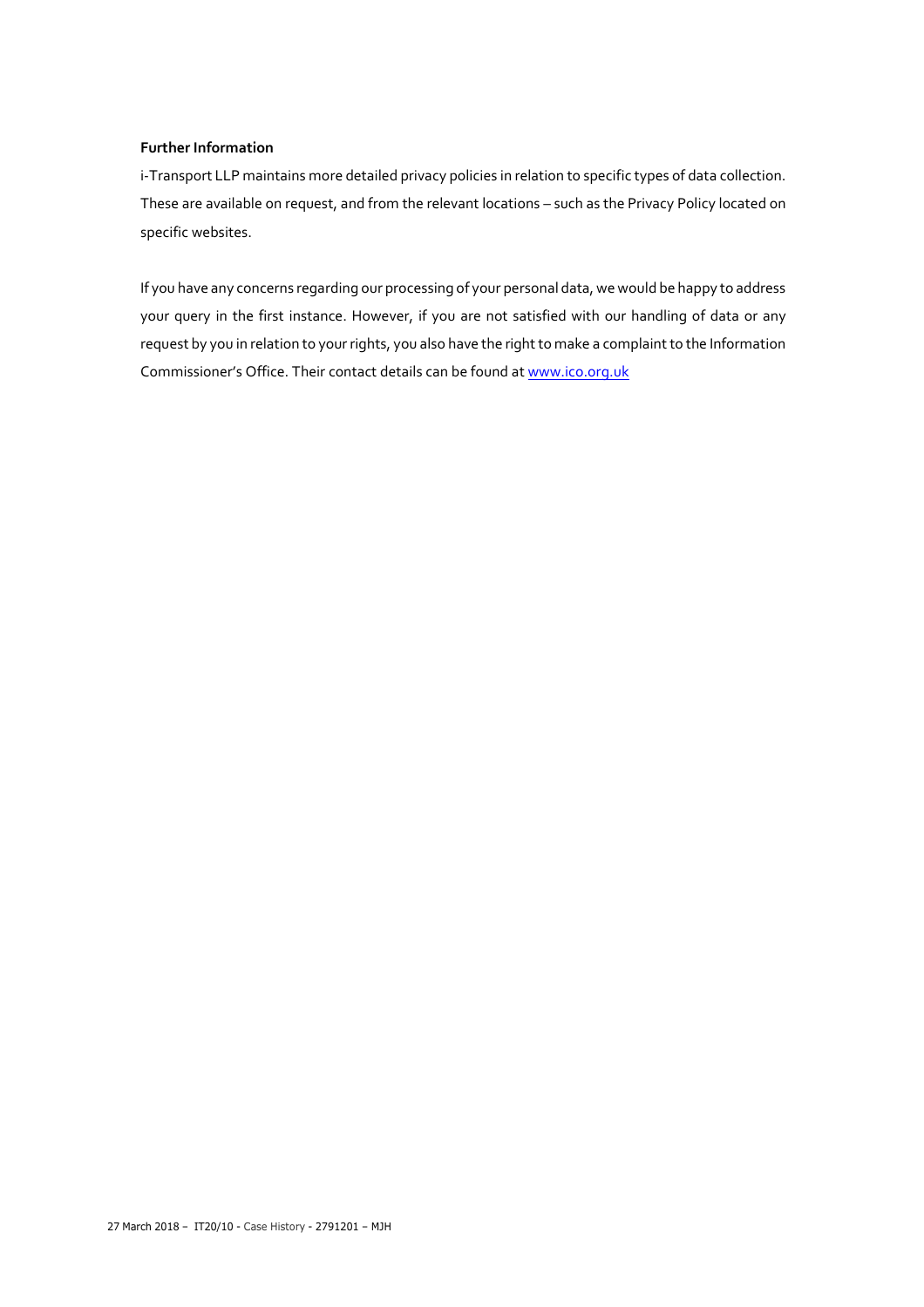**Further Information**

i-Transport LLP maintains more detailed privacy policies in relation to specific types of data collection. These are available on request, and from the relevant locations – such as the Privacy Policy located on specific websites.

If you have any concerns regarding our processing of your personal data, we would be happy to address your query in the first instance. However, if you are not satisfied with our handling of data or any request by you in relation to your rights, you also have the right to make a complaint to the Information Commissioner's Office. Their contact details can be found at [www.ico.org.uk](http://www.ico.org.uk)